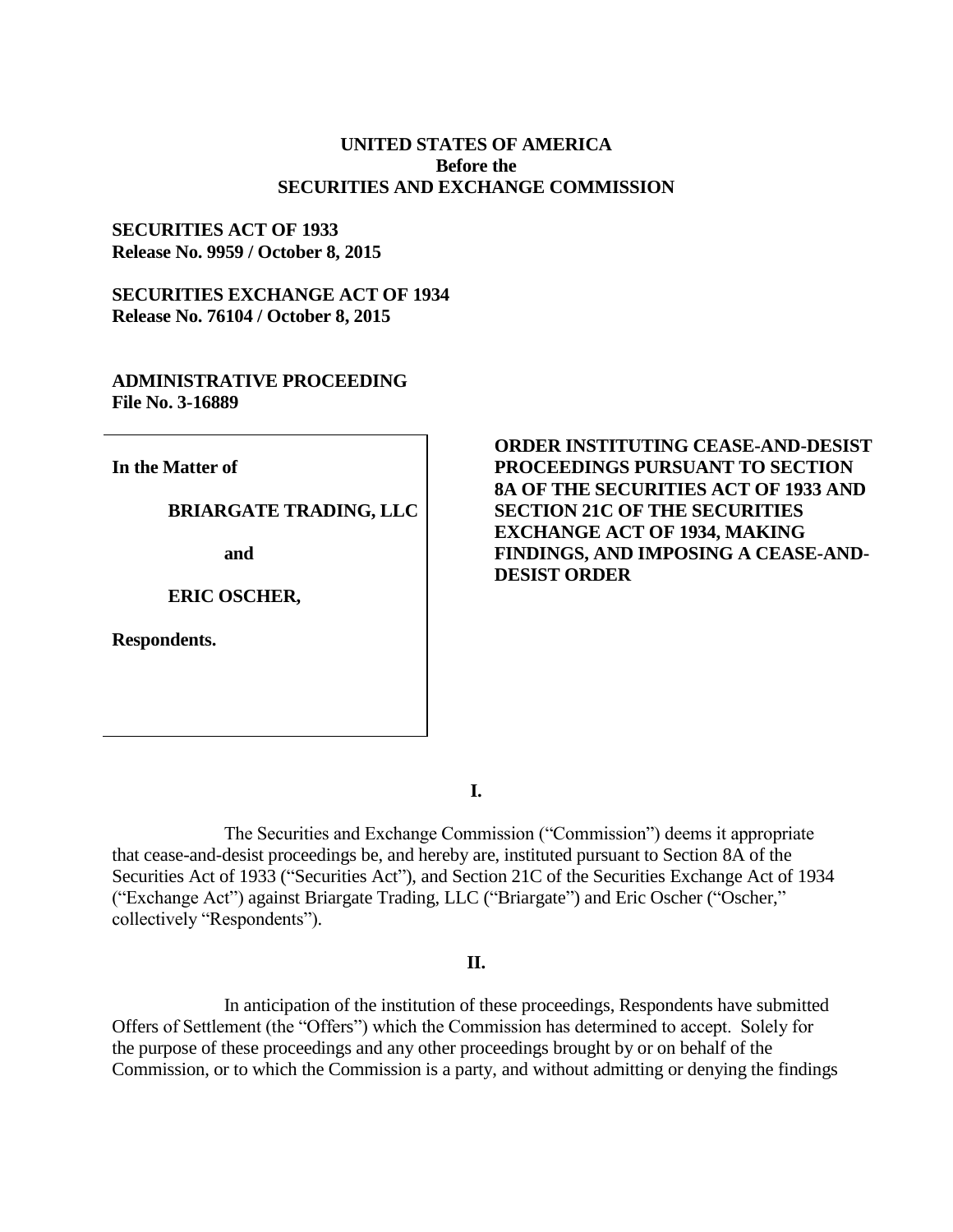**UNITED STATES OF AMERICA**
**Before the**
**SECURITIES AND EXCHANGE COMMISSION**

**SECURITIES ACT OF 1933**
**Release No. 9959 / October 8, 2015**

**SECURITIES EXCHANGE ACT OF 1934**
**Release No. 76104 / October 8, 2015**

**ADMINISTRATIVE PROCEEDING**
**File No. 3-16889**

**In the Matter of**

**BRIARGATE TRADING, LLC**

**and**

**ERIC OSCHER,**

**Respondents.**

**ORDER INSTITUTING CEASE-AND-DESIST PROCEEDINGS PURSUANT TO SECTION 8A OF THE SECURITIES ACT OF 1933 AND SECTION 21C OF THE SECURITIES EXCHANGE ACT OF 1934, MAKING FINDINGS, AND IMPOSING A CEASE-AND-DESIST ORDER**

**I.**

The Securities and Exchange Commission ("Commission") deems it appropriate that cease-and-desist proceedings be, and hereby are, instituted pursuant to Section 8A of the Securities Act of 1933 ("Securities Act"), and Section 21C of the Securities Exchange Act of 1934 ("Exchange Act") against Briargate Trading, LLC ("Briargate") and Eric Oscher ("Oscher," collectively "Respondents").

**II.**

In anticipation of the institution of these proceedings, Respondents have submitted Offers of Settlement (the "Offers") which the Commission has determined to accept. Solely for the purpose of these proceedings and any other proceedings brought by or on behalf of the Commission, or to which the Commission is a party, and without admitting or denying the findings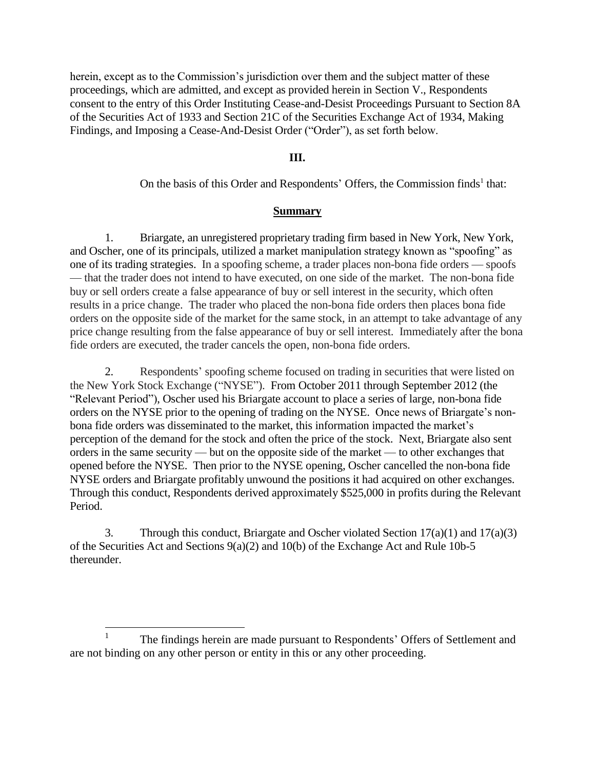herein, except as to the Commission's jurisdiction over them and the subject matter of these proceedings, which are admitted, and except as provided herein in Section V., Respondents consent to the entry of this Order Instituting Cease-and-Desist Proceedings Pursuant to Section 8A of the Securities Act of 1933 and Section 21C of the Securities Exchange Act of 1934, Making Findings, and Imposing a Cease-And-Desist Order ("Order"), as set forth below.

**III.**

On the basis of this Order and Respondents' Offers, the Commission finds[1] that:

**Summary**

1. Briargate, an unregistered proprietary trading firm based in New York, New York, and Oscher, one of its principals, utilized a market manipulation strategy known as "spoofing" as one of its trading strategies. In a spoofing scheme, a trader places non-bona fide orders — spoofs — that the trader does not intend to have executed, on one side of the market. The non-bona fide buy or sell orders create a false appearance of buy or sell interest in the security, which often results in a price change. The trader who placed the non-bona fide orders then places bona fide orders on the opposite side of the market for the same stock, in an attempt to take advantage of any price change resulting from the false appearance of buy or sell interest. Immediately after the bona fide orders are executed, the trader cancels the open, non-bona fide orders.

2. Respondents' spoofing scheme focused on trading in securities that were listed on the New York Stock Exchange ("NYSE"). From October 2011 through September 2012 (the "Relevant Period"), Oscher used his Briargate account to place a series of large, non-bona fide orders on the NYSE prior to the opening of trading on the NYSE. Once news of Briargate's non-bona fide orders was disseminated to the market, this information impacted the market's perception of the demand for the stock and often the price of the stock. Next, Briargate also sent orders in the same security — but on the opposite side of the market — to other exchanges that opened before the NYSE. Then prior to the NYSE opening, Oscher cancelled the non-bona fide NYSE orders and Briargate profitably unwound the positions it had acquired on other exchanges. Through this conduct, Respondents derived approximately $525,000 in profits during the Relevant Period.

3. Through this conduct, Briargate and Oscher violated Section 17(a)(1) and 17(a)(3) of the Securities Act and Sections 9(a)(2) and 10(b) of the Exchange Act and Rule 10b-5 thereunder.

[1] The findings herein are made pursuant to Respondents' Offers of Settlement and are not binding on any other person or entity in this or any other proceeding.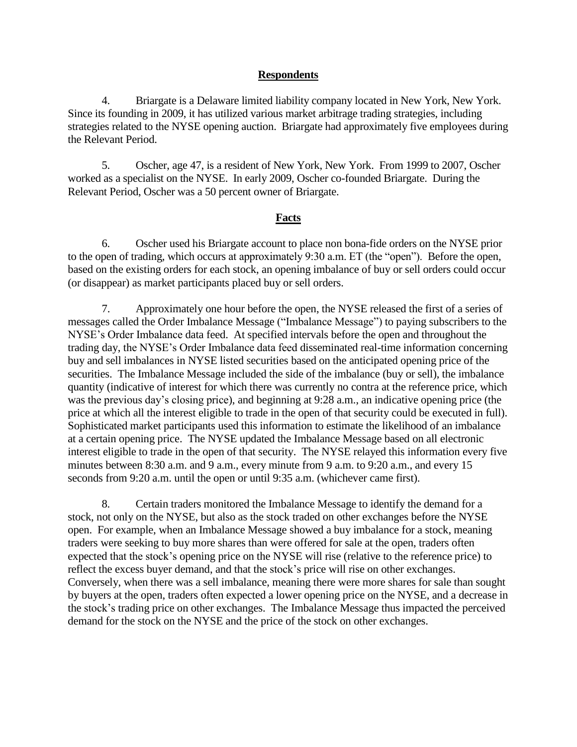## Respondents

4. Briargate is a Delaware limited liability company located in New York, New York. Since its founding in 2009, it has utilized various market arbitrage trading strategies, including strategies related to the NYSE opening auction. Briargate had approximately five employees during the Relevant Period.

5. Oscher, age 47, is a resident of New York, New York. From 1999 to 2007, Oscher worked as a specialist on the NYSE. In early 2009, Oscher co-founded Briargate. During the Relevant Period, Oscher was a 50 percent owner of Briargate.

## Facts

6. Oscher used his Briargate account to place non bona-fide orders on the NYSE prior to the open of trading, which occurs at approximately 9:30 a.m. ET (the "open"). Before the open, based on the existing orders for each stock, an opening imbalance of buy or sell orders could occur (or disappear) as market participants placed buy or sell orders.

7. Approximately one hour before the open, the NYSE released the first of a series of messages called the Order Imbalance Message ("Imbalance Message") to paying subscribers to the NYSE's Order Imbalance data feed. At specified intervals before the open and throughout the trading day, the NYSE's Order Imbalance data feed disseminated real-time information concerning buy and sell imbalances in NYSE listed securities based on the anticipated opening price of the securities. The Imbalance Message included the side of the imbalance (buy or sell), the imbalance quantity (indicative of interest for which there was currently no contra at the reference price, which was the previous day's closing price), and beginning at 9:28 a.m., an indicative opening price (the price at which all the interest eligible to trade in the open of that security could be executed in full). Sophisticated market participants used this information to estimate the likelihood of an imbalance at a certain opening price. The NYSE updated the Imbalance Message based on all electronic interest eligible to trade in the open of that security. The NYSE relayed this information every five minutes between 8:30 a.m. and 9 a.m., every minute from 9 a.m. to 9:20 a.m., and every 15 seconds from 9:20 a.m. until the open or until 9:35 a.m. (whichever came first).

8. Certain traders monitored the Imbalance Message to identify the demand for a stock, not only on the NYSE, but also as the stock traded on other exchanges before the NYSE open. For example, when an Imbalance Message showed a buy imbalance for a stock, meaning traders were seeking to buy more shares than were offered for sale at the open, traders often expected that the stock's opening price on the NYSE will rise (relative to the reference price) to reflect the excess buyer demand, and that the stock's price will rise on other exchanges. Conversely, when there was a sell imbalance, meaning there were more shares for sale than sought by buyers at the open, traders often expected a lower opening price on the NYSE, and a decrease in the stock's trading price on other exchanges. The Imbalance Message thus impacted the perceived demand for the stock on the NYSE and the price of the stock on other exchanges.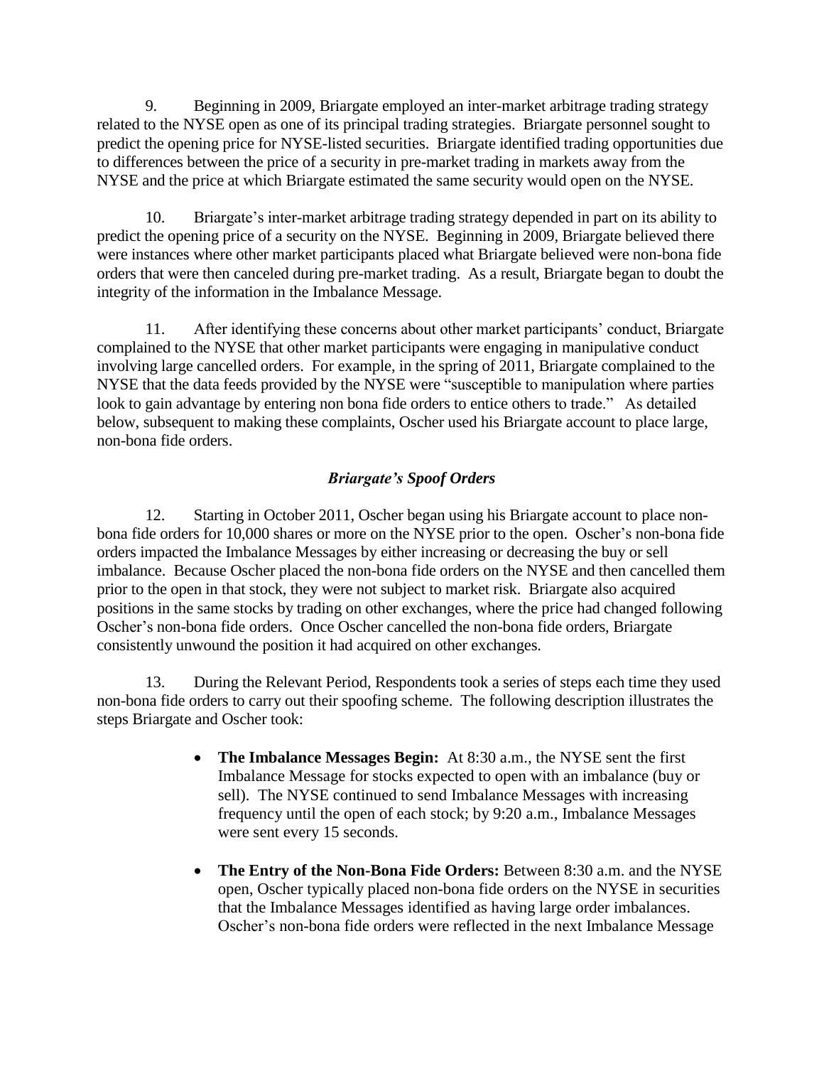9. Beginning in 2009, Briargate employed an inter-market arbitrage trading strategy related to the NYSE open as one of its principal trading strategies. Briargate personnel sought to predict the opening price for NYSE-listed securities. Briargate identified trading opportunities due to differences between the price of a security in pre-market trading in markets away from the NYSE and the price at which Briargate estimated the same security would open on the NYSE.

10. Briargate's inter-market arbitrage trading strategy depended in part on its ability to predict the opening price of a security on the NYSE. Beginning in 2009, Briargate believed there were instances where other market participants placed what Briargate believed were non-bona fide orders that were then canceled during pre-market trading. As a result, Briargate began to doubt the integrity of the information in the Imbalance Message.

11. After identifying these concerns about other market participants' conduct, Briargate complained to the NYSE that other market participants were engaging in manipulative conduct involving large cancelled orders. For example, in the spring of 2011, Briargate complained to the NYSE that the data feeds provided by the NYSE were "susceptible to manipulation where parties look to gain advantage by entering non bona fide orders to entice others to trade." As detailed below, subsequent to making these complaints, Oscher used his Briargate account to place large, non-bona fide orders.

### *Briargate's Spoof Orders*

12. Starting in October 2011, Oscher began using his Briargate account to place non-bona fide orders for 10,000 shares or more on the NYSE prior to the open. Oscher's non-bona fide orders impacted the Imbalance Messages by either increasing or decreasing the buy or sell imbalance. Because Oscher placed the non-bona fide orders on the NYSE and then cancelled them prior to the open in that stock, they were not subject to market risk. Briargate also acquired positions in the same stocks by trading on other exchanges, where the price had changed following Oscher's non-bona fide orders. Once Oscher cancelled the non-bona fide orders, Briargate consistently unwound the position it had acquired on other exchanges.

13. During the Relevant Period, Respondents took a series of steps each time they used non-bona fide orders to carry out their spoofing scheme. The following description illustrates the steps Briargate and Oscher took:

- **The Imbalance Messages Begin:** At 8:30 a.m., the NYSE sent the first Imbalance Message for stocks expected to open with an imbalance (buy or sell). The NYSE continued to send Imbalance Messages with increasing frequency until the open of each stock; by 9:20 a.m., Imbalance Messages were sent every 15 seconds.

- **The Entry of the Non-Bona Fide Orders:** Between 8:30 a.m. and the NYSE open, Oscher typically placed non-bona fide orders on the NYSE in securities that the Imbalance Messages identified as having large order imbalances. Oscher's non-bona fide orders were reflected in the next Imbalance Message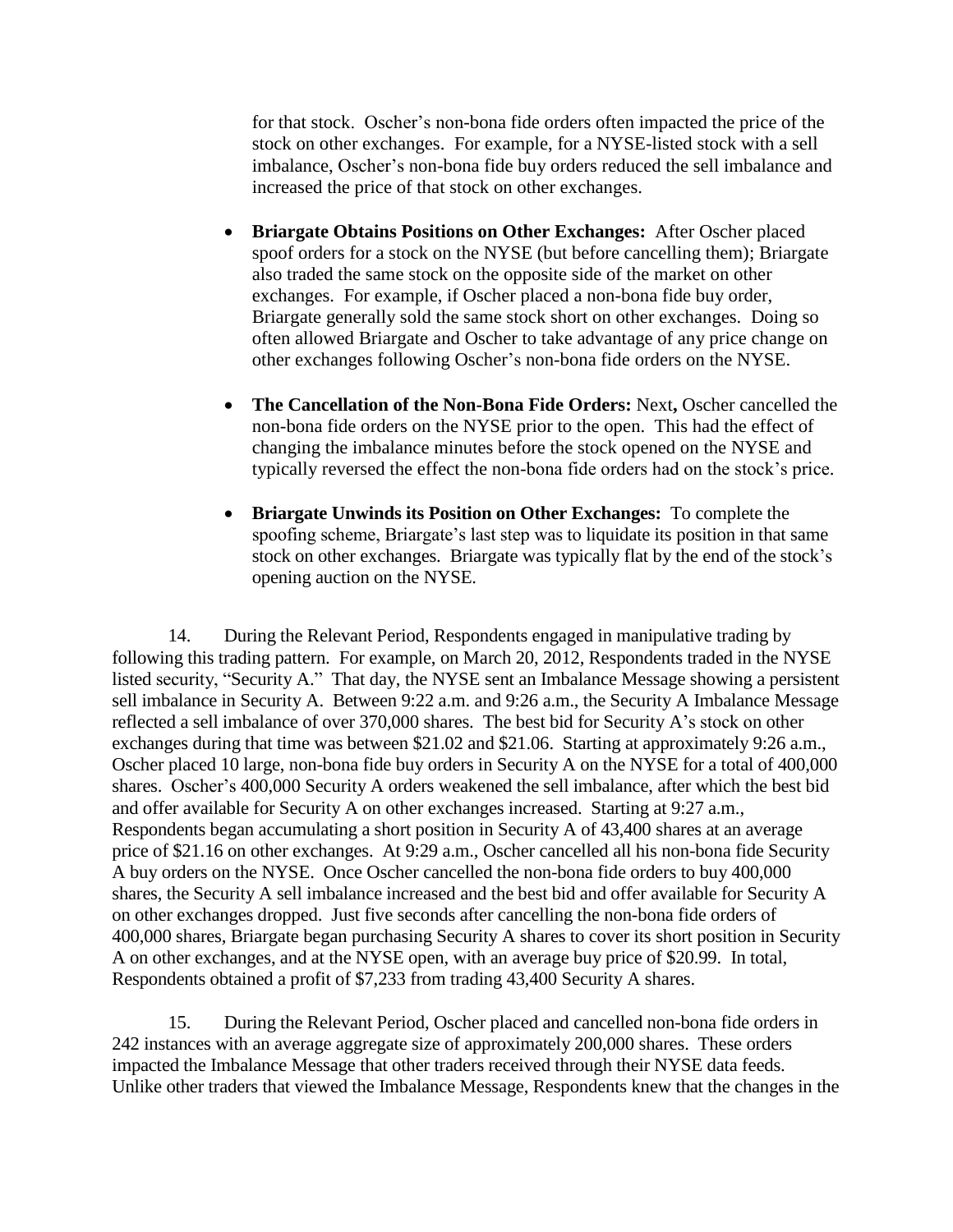for that stock. Oscher's non-bona fide orders often impacted the price of the stock on other exchanges. For example, for a NYSE-listed stock with a sell imbalance, Oscher's non-bona fide buy orders reduced the sell imbalance and increased the price of that stock on other exchanges.

- **Briargate Obtains Positions on Other Exchanges:** After Oscher placed spoof orders for a stock on the NYSE (but before cancelling them); Briargate also traded the same stock on the opposite side of the market on other exchanges. For example, if Oscher placed a non-bona fide buy order, Briargate generally sold the same stock short on other exchanges. Doing so often allowed Briargate and Oscher to take advantage of any price change on other exchanges following Oscher's non-bona fide orders on the NYSE.

- **The Cancellation of the Non-Bona Fide Orders:** Next**,** Oscher cancelled the non-bona fide orders on the NYSE prior to the open. This had the effect of changing the imbalance minutes before the stock opened on the NYSE and typically reversed the effect the non-bona fide orders had on the stock's price.

- **Briargate Unwinds its Position on Other Exchanges:** To complete the spoofing scheme, Briargate's last step was to liquidate its position in that same stock on other exchanges. Briargate was typically flat by the end of the stock's opening auction on the NYSE.

14. During the Relevant Period, Respondents engaged in manipulative trading by following this trading pattern. For example, on March 20, 2012, Respondents traded in the NYSE listed security, "Security A." That day, the NYSE sent an Imbalance Message showing a persistent sell imbalance in Security A. Between 9:22 a.m. and 9:26 a.m., the Security A Imbalance Message reflected a sell imbalance of over 370,000 shares. The best bid for Security A's stock on other exchanges during that time was between $21.02 and $21.06. Starting at approximately 9:26 a.m., Oscher placed 10 large, non-bona fide buy orders in Security A on the NYSE for a total of 400,000 shares. Oscher's 400,000 Security A orders weakened the sell imbalance, after which the best bid and offer available for Security A on other exchanges increased. Starting at 9:27 a.m., Respondents began accumulating a short position in Security A of 43,400 shares at an average price of $21.16 on other exchanges. At 9:29 a.m., Oscher cancelled all his non-bona fide Security A buy orders on the NYSE. Once Oscher cancelled the non-bona fide orders to buy 400,000 shares, the Security A sell imbalance increased and the best bid and offer available for Security A on other exchanges dropped. Just five seconds after cancelling the non-bona fide orders of 400,000 shares, Briargate began purchasing Security A shares to cover its short position in Security A on other exchanges, and at the NYSE open, with an average buy price of $20.99. In total, Respondents obtained a profit of $7,233 from trading 43,400 Security A shares.

15. During the Relevant Period, Oscher placed and cancelled non-bona fide orders in 242 instances with an average aggregate size of approximately 200,000 shares. These orders impacted the Imbalance Message that other traders received through their NYSE data feeds. Unlike other traders that viewed the Imbalance Message, Respondents knew that the changes in the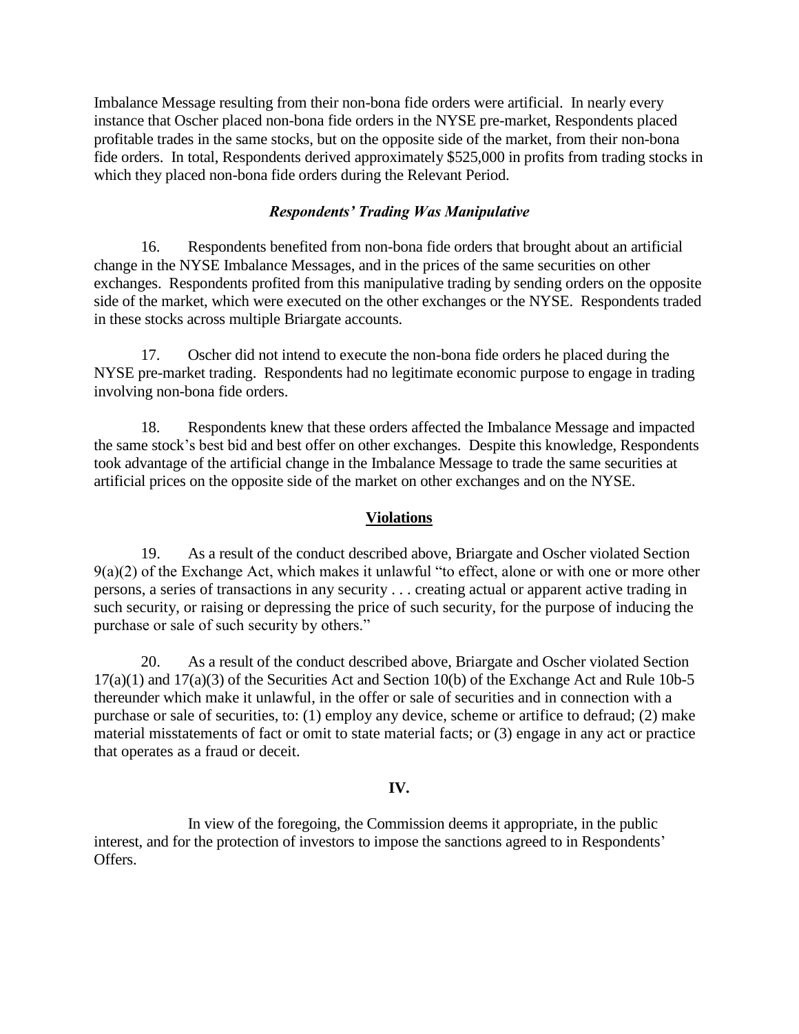Imbalance Message resulting from their non-bona fide orders were artificial. In nearly every instance that Oscher placed non-bona fide orders in the NYSE pre-market, Respondents placed profitable trades in the same stocks, but on the opposite side of the market, from their non-bona fide orders. In total, Respondents derived approximately $525,000 in profits from trading stocks in which they placed non-bona fide orders during the Relevant Period.

***Respondents' Trading Was Manipulative***

16. Respondents benefited from non-bona fide orders that brought about an artificial change in the NYSE Imbalance Messages, and in the prices of the same securities on other exchanges. Respondents profited from this manipulative trading by sending orders on the opposite side of the market, which were executed on the other exchanges or the NYSE. Respondents traded in these stocks across multiple Briargate accounts.

17. Oscher did not intend to execute the non-bona fide orders he placed during the NYSE pre-market trading. Respondents had no legitimate economic purpose to engage in trading involving non-bona fide orders.

18. Respondents knew that these orders affected the Imbalance Message and impacted the same stock's best bid and best offer on other exchanges. Despite this knowledge, Respondents took advantage of the artificial change in the Imbalance Message to trade the same securities at artificial prices on the opposite side of the market on other exchanges and on the NYSE.

**Violations**

19. As a result of the conduct described above, Briargate and Oscher violated Section 9(a)(2) of the Exchange Act, which makes it unlawful "to effect, alone or with one or more other persons, a series of transactions in any security . . . creating actual or apparent active trading in such security, or raising or depressing the price of such security, for the purpose of inducing the purchase or sale of such security by others."

20. As a result of the conduct described above, Briargate and Oscher violated Section 17(a)(1) and 17(a)(3) of the Securities Act and Section 10(b) of the Exchange Act and Rule 10b-5 thereunder which make it unlawful, in the offer or sale of securities and in connection with a purchase or sale of securities, to: (1) employ any device, scheme or artifice to defraud; (2) make material misstatements of fact or omit to state material facts; or (3) engage in any act or practice that operates as a fraud or deceit.

**IV.**

In view of the foregoing, the Commission deems it appropriate, in the public interest, and for the protection of investors to impose the sanctions agreed to in Respondents' Offers.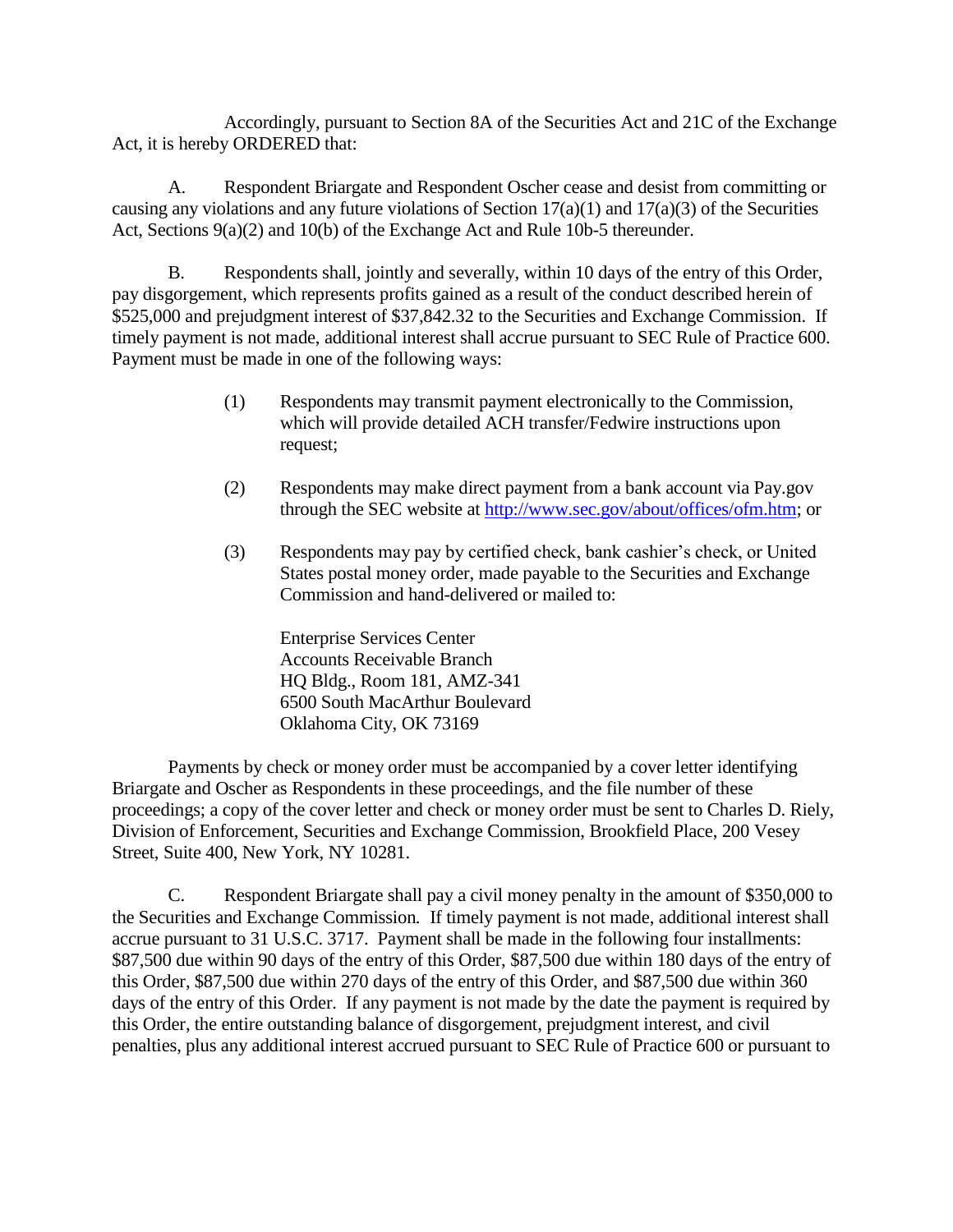Accordingly, pursuant to Section 8A of the Securities Act and 21C of the Exchange Act, it is hereby ORDERED that:

A. Respondent Briargate and Respondent Oscher cease and desist from committing or causing any violations and any future violations of Section 17(a)(1) and 17(a)(3) of the Securities Act, Sections 9(a)(2) and 10(b) of the Exchange Act and Rule 10b-5 thereunder.

B. Respondents shall, jointly and severally, within 10 days of the entry of this Order, pay disgorgement, which represents profits gained as a result of the conduct described herein of $525,000 and prejudgment interest of $37,842.32 to the Securities and Exchange Commission. If timely payment is not made, additional interest shall accrue pursuant to SEC Rule of Practice 600. Payment must be made in one of the following ways:

> (1) Respondents may transmit payment electronically to the Commission, which will provide detailed ACH transfer/Fedwire instructions upon request;
>
> (2) Respondents may make direct payment from a bank account via Pay.gov through the SEC website at http://www.sec.gov/about/offices/ofm.htm; or
>
> (3) Respondents may pay by certified check, bank cashier's check, or United States postal money order, made payable to the Securities and Exchange Commission and hand-delivered or mailed to:
>
> Enterprise Services Center
> Accounts Receivable Branch
> HQ Bldg., Room 181, AMZ-341
> 6500 South MacArthur Boulevard
> Oklahoma City, OK 73169

Payments by check or money order must be accompanied by a cover letter identifying Briargate and Oscher as Respondents in these proceedings, and the file number of these proceedings; a copy of the cover letter and check or money order must be sent to Charles D. Riely, Division of Enforcement, Securities and Exchange Commission, Brookfield Place, 200 Vesey Street, Suite 400, New York, NY 10281.

C. Respondent Briargate shall pay a civil money penalty in the amount of $350,000 to the Securities and Exchange Commission. If timely payment is not made, additional interest shall accrue pursuant to 31 U.S.C. 3717. Payment shall be made in the following four installments: $87,500 due within 90 days of the entry of this Order, $87,500 due within 180 days of the entry of this Order, $87,500 due within 270 days of the entry of this Order, and $87,500 due within 360 days of the entry of this Order. If any payment is not made by the date the payment is required by this Order, the entire outstanding balance of disgorgement, prejudgment interest, and civil penalties, plus any additional interest accrued pursuant to SEC Rule of Practice 600 or pursuant to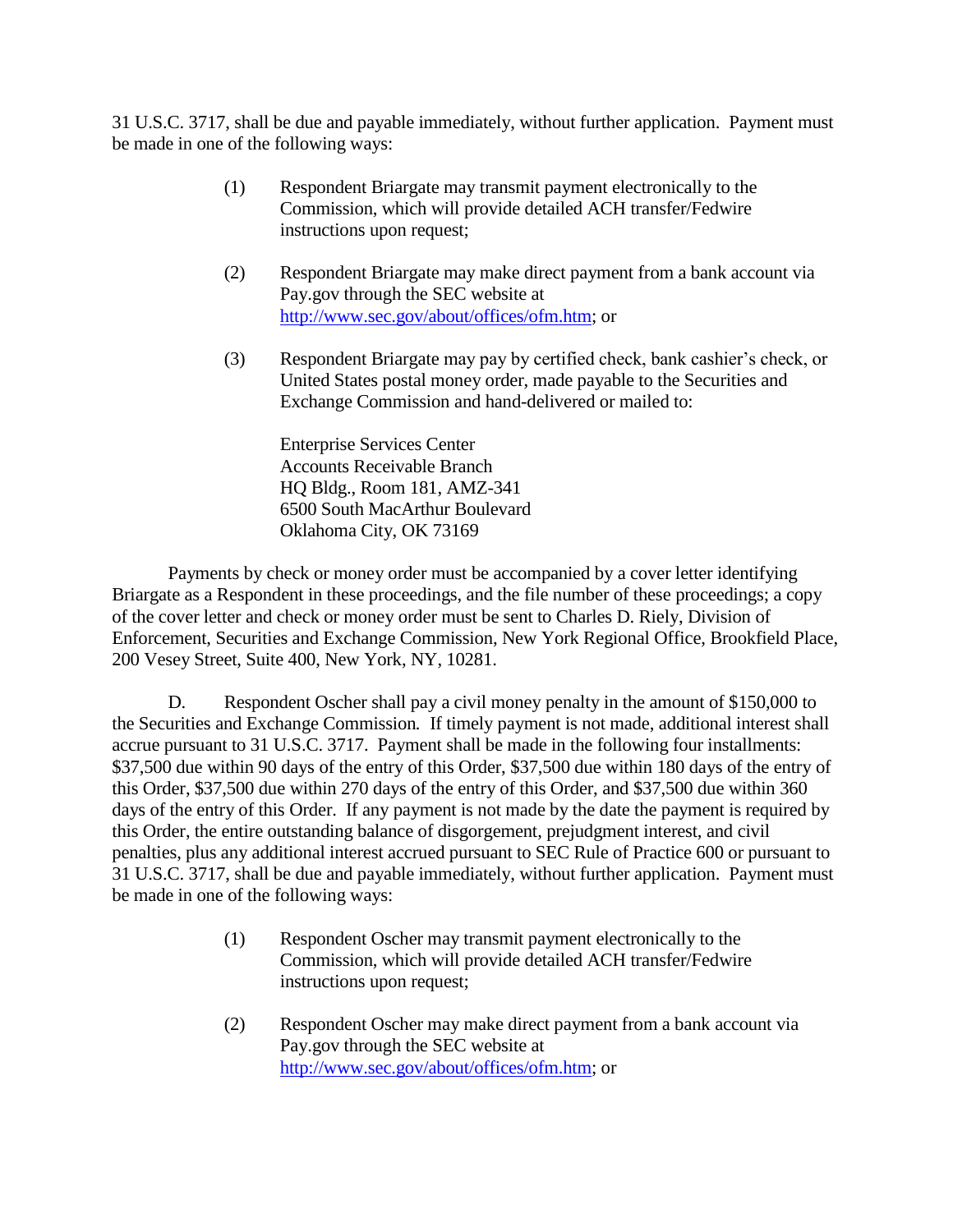31 U.S.C. 3717, shall be due and payable immediately, without further application. Payment must be made in one of the following ways:

(1) Respondent Briargate may transmit payment electronically to the Commission, which will provide detailed ACH transfer/Fedwire instructions upon request;

(2) Respondent Briargate may make direct payment from a bank account via Pay.gov through the SEC website at http://www.sec.gov/about/offices/ofm.htm; or

(3) Respondent Briargate may pay by certified check, bank cashier's check, or United States postal money order, made payable to the Securities and Exchange Commission and hand-delivered or mailed to:

Enterprise Services Center
Accounts Receivable Branch
HQ Bldg., Room 181, AMZ-341
6500 South MacArthur Boulevard
Oklahoma City, OK 73169

Payments by check or money order must be accompanied by a cover letter identifying Briargate as a Respondent in these proceedings, and the file number of these proceedings; a copy of the cover letter and check or money order must be sent to Charles D. Riely, Division of Enforcement, Securities and Exchange Commission, New York Regional Office, Brookfield Place, 200 Vesey Street, Suite 400, New York, NY, 10281.

D. Respondent Oscher shall pay a civil money penalty in the amount of $150,000 to the Securities and Exchange Commission. If timely payment is not made, additional interest shall accrue pursuant to 31 U.S.C. 3717. Payment shall be made in the following four installments: $37,500 due within 90 days of the entry of this Order, $37,500 due within 180 days of the entry of this Order, $37,500 due within 270 days of the entry of this Order, and $37,500 due within 360 days of the entry of this Order. If any payment is not made by the date the payment is required by this Order, the entire outstanding balance of disgorgement, prejudgment interest, and civil penalties, plus any additional interest accrued pursuant to SEC Rule of Practice 600 or pursuant to 31 U.S.C. 3717, shall be due and payable immediately, without further application. Payment must be made in one of the following ways:

(1) Respondent Oscher may transmit payment electronically to the Commission, which will provide detailed ACH transfer/Fedwire instructions upon request;

(2) Respondent Oscher may make direct payment from a bank account via Pay.gov through the SEC website at http://www.sec.gov/about/offices/ofm.htm; or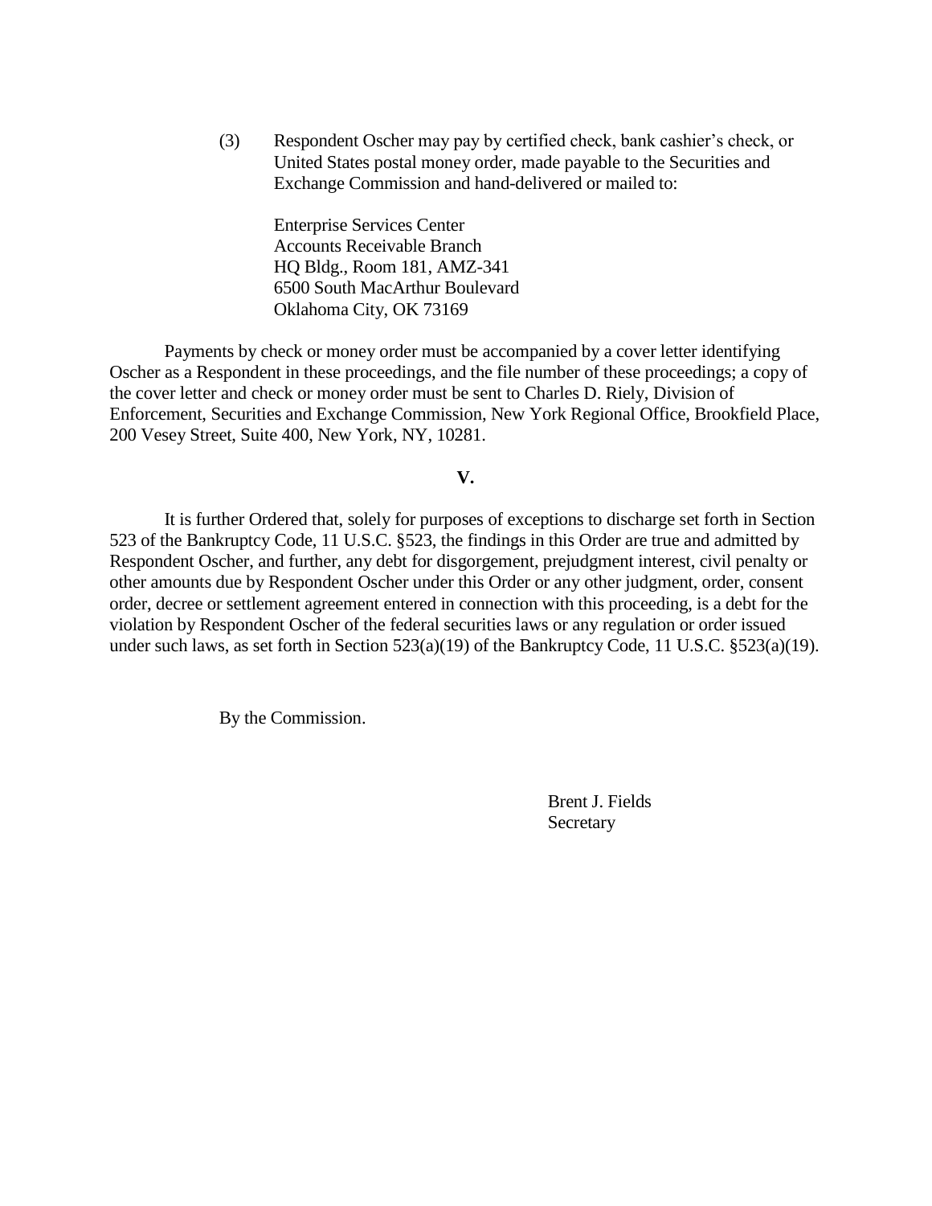(3) Respondent Oscher may pay by certified check, bank cashier's check, or United States postal money order, made payable to the Securities and Exchange Commission and hand-delivered or mailed to:

Enterprise Services Center  
Accounts Receivable Branch  
HQ Bldg., Room 181, AMZ-341  
6500 South MacArthur Boulevard  
Oklahoma City, OK 73169

Payments by check or money order must be accompanied by a cover letter identifying Oscher as a Respondent in these proceedings, and the file number of these proceedings; a copy of the cover letter and check or money order must be sent to Charles D. Riely, Division of Enforcement, Securities and Exchange Commission, New York Regional Office, Brookfield Place, 200 Vesey Street, Suite 400, New York, NY, 10281.

**V.**

It is further Ordered that, solely for purposes of exceptions to discharge set forth in Section 523 of the Bankruptcy Code, 11 U.S.C. §523, the findings in this Order are true and admitted by Respondent Oscher, and further, any debt for disgorgement, prejudgment interest, civil penalty or other amounts due by Respondent Oscher under this Order or any other judgment, order, consent order, decree or settlement agreement entered in connection with this proceeding, is a debt for the violation by Respondent Oscher of the federal securities laws or any regulation or order issued under such laws, as set forth in Section 523(a)(19) of the Bankruptcy Code, 11 U.S.C. §523(a)(19).

By the Commission.

Brent J. Fields  
Secretary